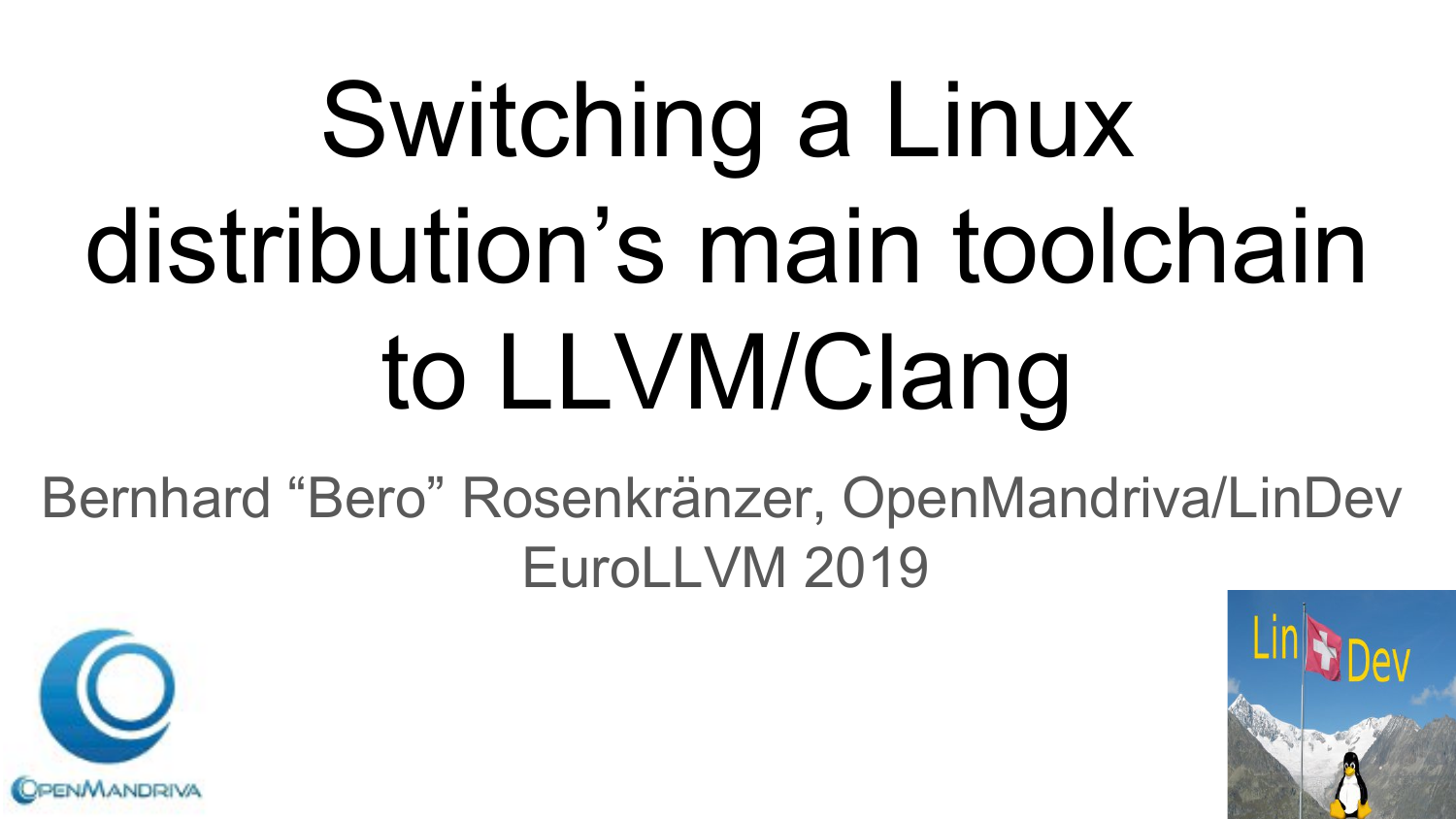# Switching a Linux distribution's main toolchain to LLVM/Clang

Bernhard "Bero" Rosenkränzer, OpenMandriva/LinDev

EuroLLVM 2019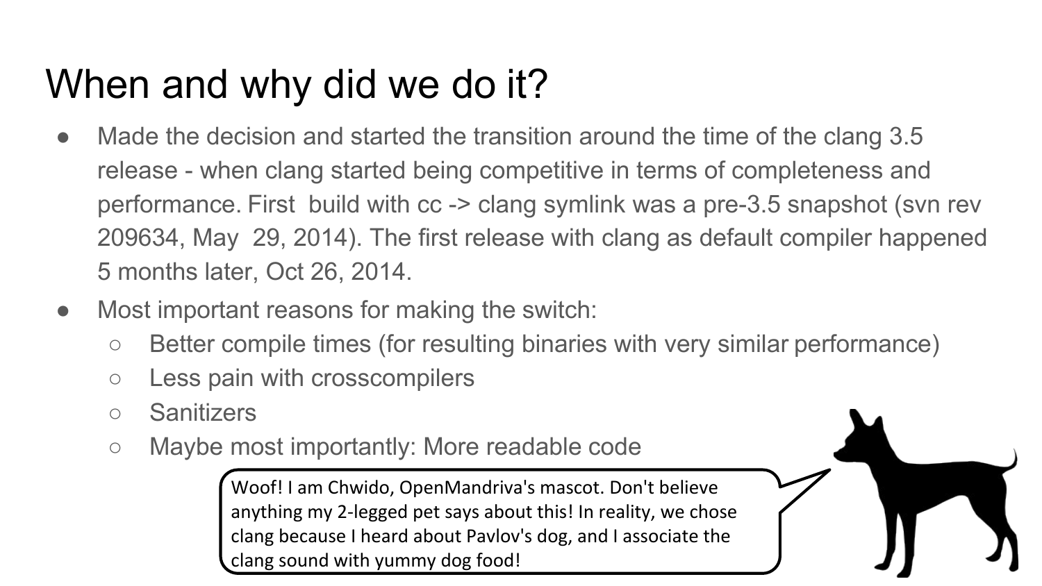# When and why did we do it?

- Made the decision and started the transition around the time of the clang 3.5 release - when clang started being competitive in terms of completeness and performance. First build with cc -> clang symlink was a pre-3.5 snapshot (svn rev 209634, May 29, 2014). The first release with clang as default compiler happened 5 months later, Oct 26, 2014.
- Most important reasons for making the switch:
  - Better compile times (for resulting binaries with very similar performance)
  - Less pain with crosscompilers
  - Sanitizers
  - Maybe most importantly: More readable code

Woof! I am Chwido, OpenMandriva's mascot. Don't believe anything my 2-legged pet says about this! In reality, we chose clang because I heard about Pavlov's dog, and I associate the clang sound with yummy dog food!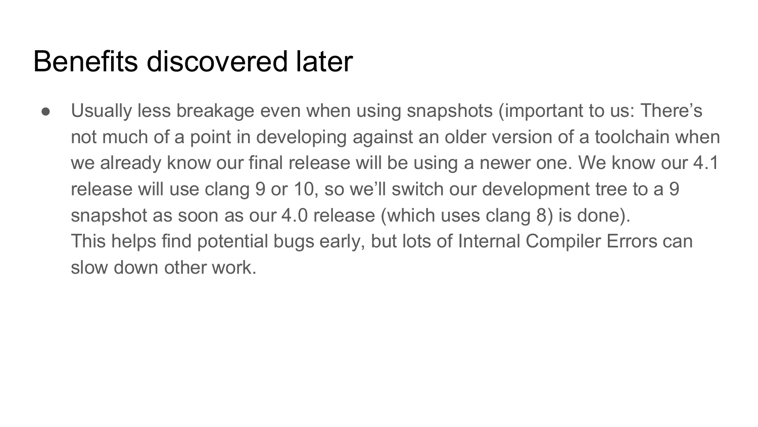# Benefits discovered later

- Usually less breakage even when using snapshots (important to us: There's not much of a point in developing against an older version of a toolchain when we already know our final release will be using a newer one. We know our 4.1 release will use clang 9 or 10, so we'll switch our development tree to a 9 snapshot as soon as our 4.0 release (which uses clang 8) is done).
  This helps find potential bugs early, but lots of Internal Compiler Errors can slow down other work.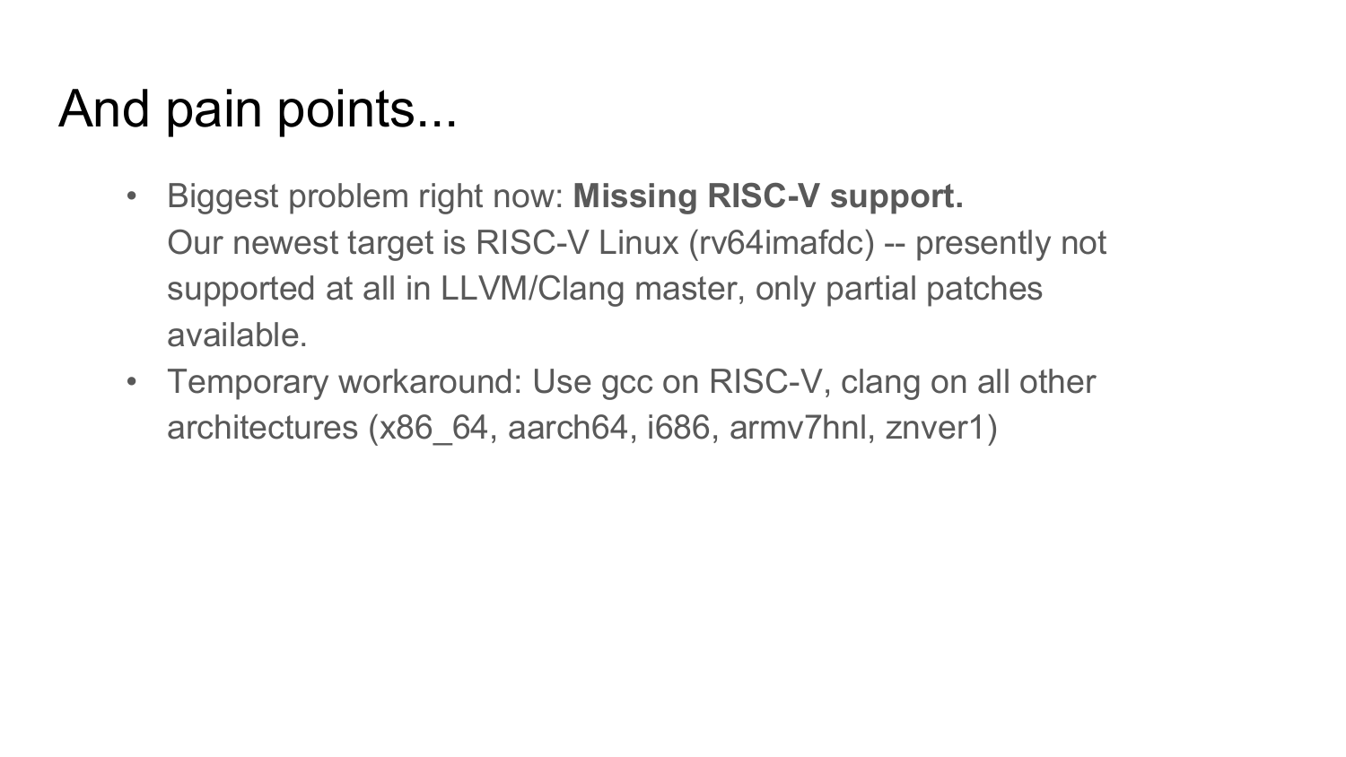# And pain points...

- Biggest problem right now: **Missing RISC-V support.**
  Our newest target is RISC-V Linux (rv64imafdc) -- presently not supported at all in LLVM/Clang master, only partial patches available.
- Temporary workaround: Use gcc on RISC-V, clang on all other architectures (x86_64, aarch64, i686, armv7hnl, znver1)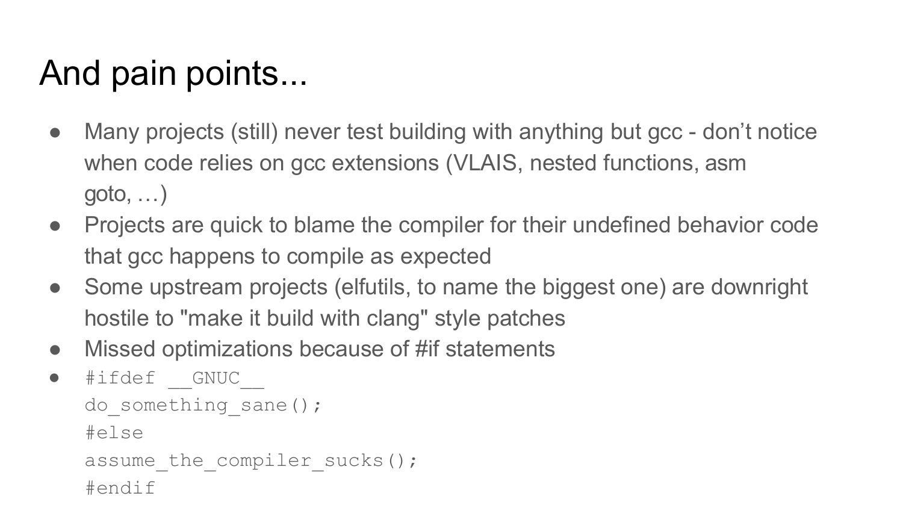# And pain points...

- Many projects (still) never test building with anything but gcc - don't notice when code relies on gcc extensions (VLAIS, nested functions, asm goto, …)
- Projects are quick to blame the compiler for their undefined behavior code that gcc happens to compile as expected
- Some upstream projects (elfutils, to name the biggest one) are downright hostile to "make it build with clang" style patches
- Missed optimizations because of #if statements
- 
```
#ifdef __GNUC__
do_something_sane();
#else
assume_the_compiler_sucks();
#endif
```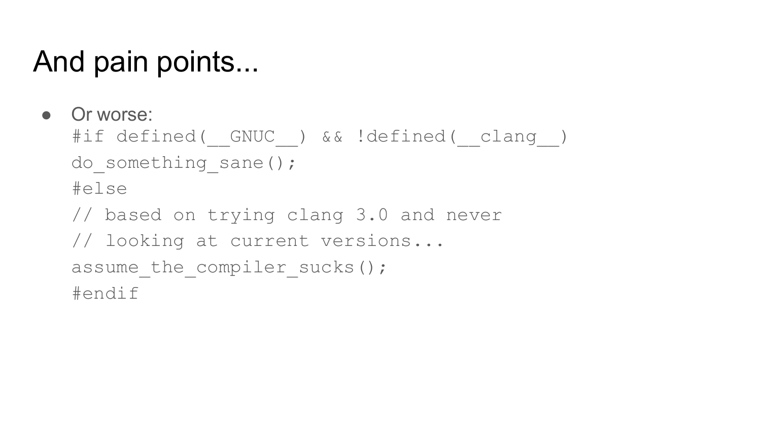# And pain points...

- Or worse:

```
#if defined(__GNUC__) && !defined(__clang__)
do_something_sane();
#else
// based on trying clang 3.0 and never
// looking at current versions...
assume_the_compiler_sucks();
#endif
```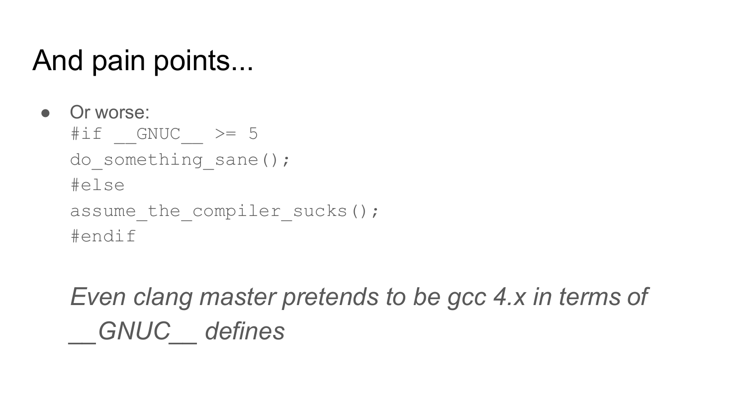# And pain points...

- Or worse:

```
#if __GNUC__ >= 5
do_something_sane();
#else
assume_the_compiler_sucks();
#endif
```

*Even clang master pretends to be gcc 4.x in terms of __GNUC__ defines*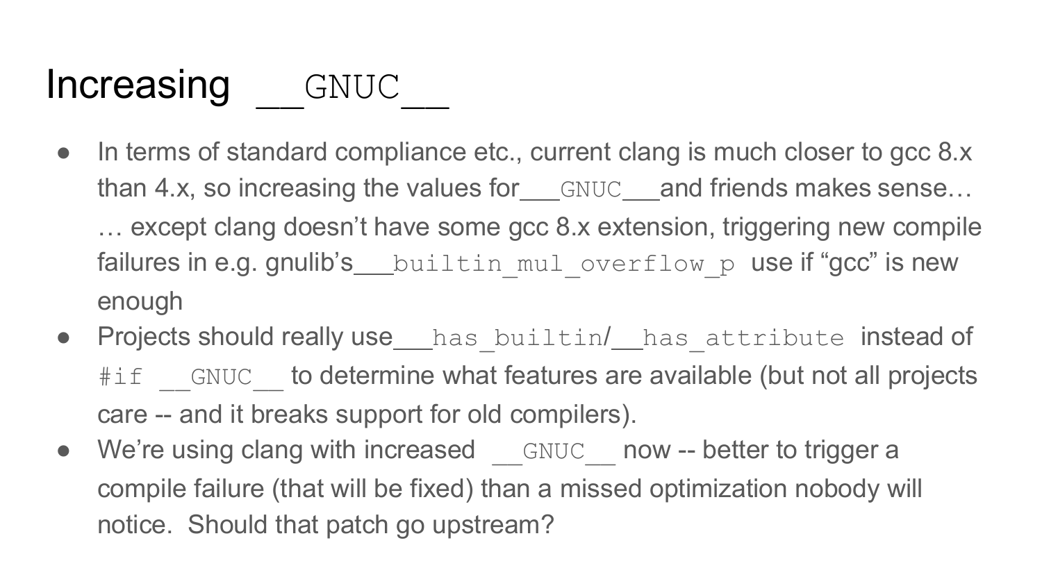# Increasing `__GNUC__`

- In terms of standard compliance etc., current clang is much closer to gcc 8.x than 4.x, so increasing the values for `__GNUC__` and friends makes sense… … except clang doesn't have some gcc 8.x extension, triggering new compile failures in e.g. gnulib's `__builtin_mul_overflow_p` use if "gcc" is new enough
- Projects should really use `__has_builtin`/`__has_attribute` instead of `#if __GNUC__` to determine what features are available (but not all projects care -- and it breaks support for old compilers).
- We're using clang with increased `__GNUC__` now -- better to trigger a compile failure (that will be fixed) than a missed optimization nobody will notice. Should that patch go upstream?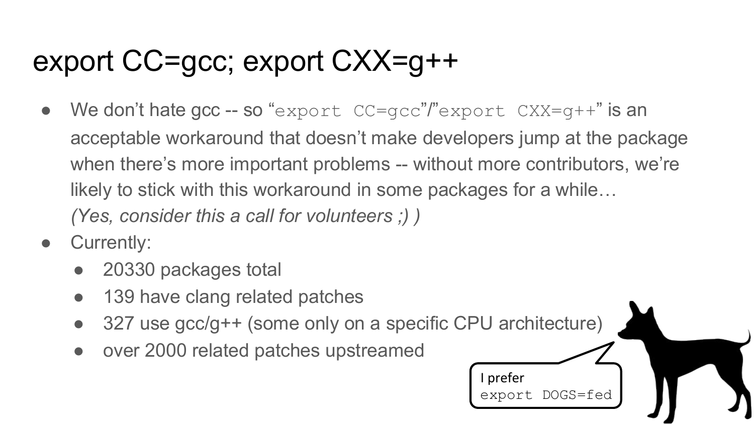# export CC=gcc; export CXX=g++

- We don't hate gcc -- so "`export CC=gcc`"/"`export CXX=g++`" is an acceptable workaround that doesn't make developers jump at the package when there's more important problems -- without more contributors, we're likely to stick with this workaround in some packages for a while…
  *(Yes, consider this a call for volunteers ;) )*
- Currently:
  - 20330 packages total
  - 139 have clang related patches
  - 327 use gcc/g++ (some only on a specific CPU architecture)
  - over 2000 related patches upstreamed

I prefer
`export DOGS=fed`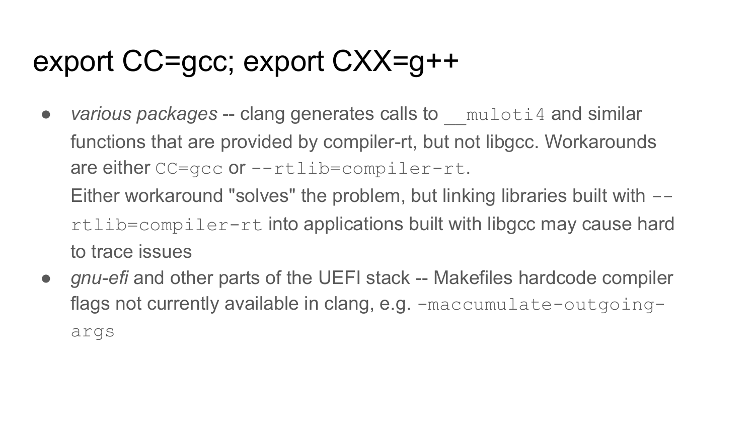# export CC=gcc; export CXX=g++

- *various packages* -- clang generates calls to `__muloti4` and similar functions that are provided by compiler-rt, but not libgcc. Workarounds are either `CC=gcc` or `--rtlib=compiler-rt`.
  Either workaround "solves" the problem, but linking libraries built with `--rtlib=compiler-rt` into applications built with libgcc may cause hard to trace issues
- *gnu-efi* and other parts of the UEFI stack -- Makefiles hardcode compiler flags not currently available in clang, e.g. `-maccumulate-outgoing-args`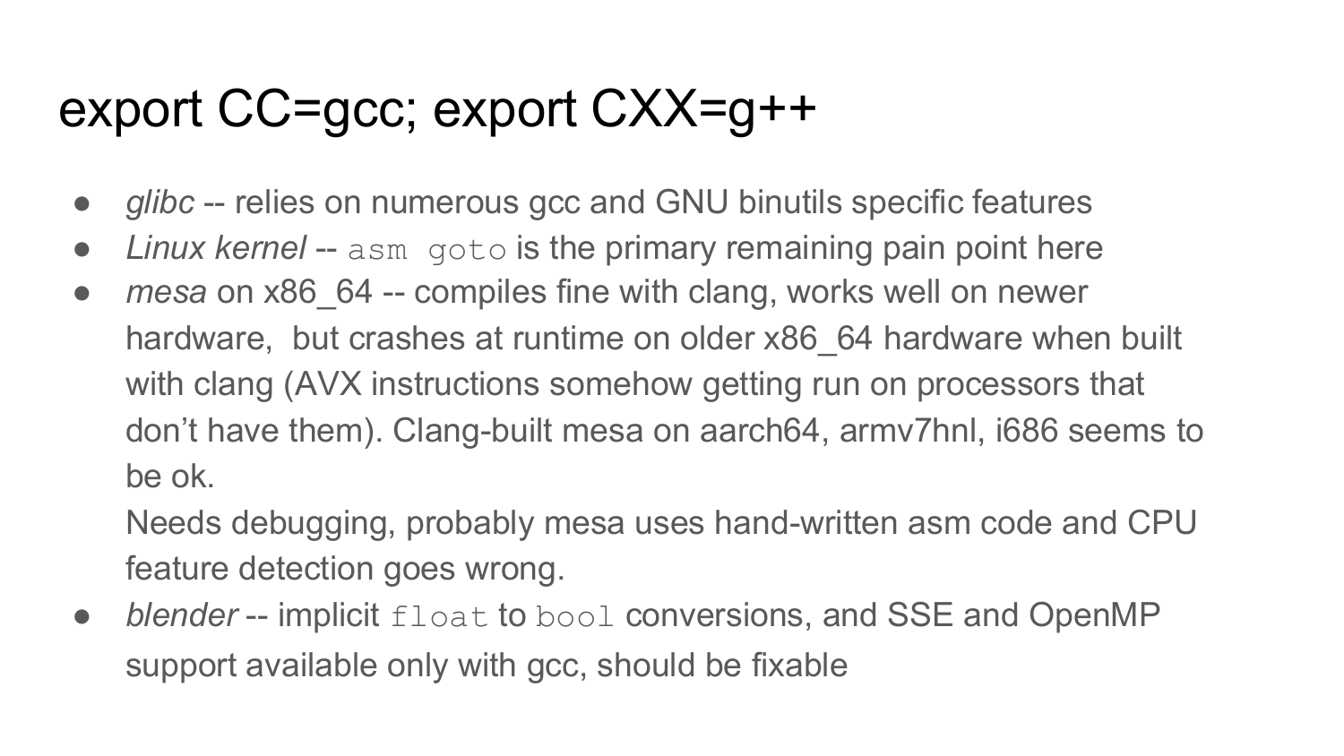# export CC=gcc; export CXX=g++

- *glibc* -- relies on numerous gcc and GNU binutils specific features
- *Linux kernel* -- `asm goto` is the primary remaining pain point here
- *mesa* on x86_64 -- compiles fine with clang, works well on newer hardware, but crashes at runtime on older x86_64 hardware when built with clang (AVX instructions somehow getting run on processors that don't have them). Clang-built mesa on aarch64, armv7hnl, i686 seems to be ok.
  Needs debugging, probably mesa uses hand-written asm code and CPU feature detection goes wrong.
- *blender* -- implicit `float` to `bool` conversions, and SSE and OpenMP support available only with gcc, should be fixable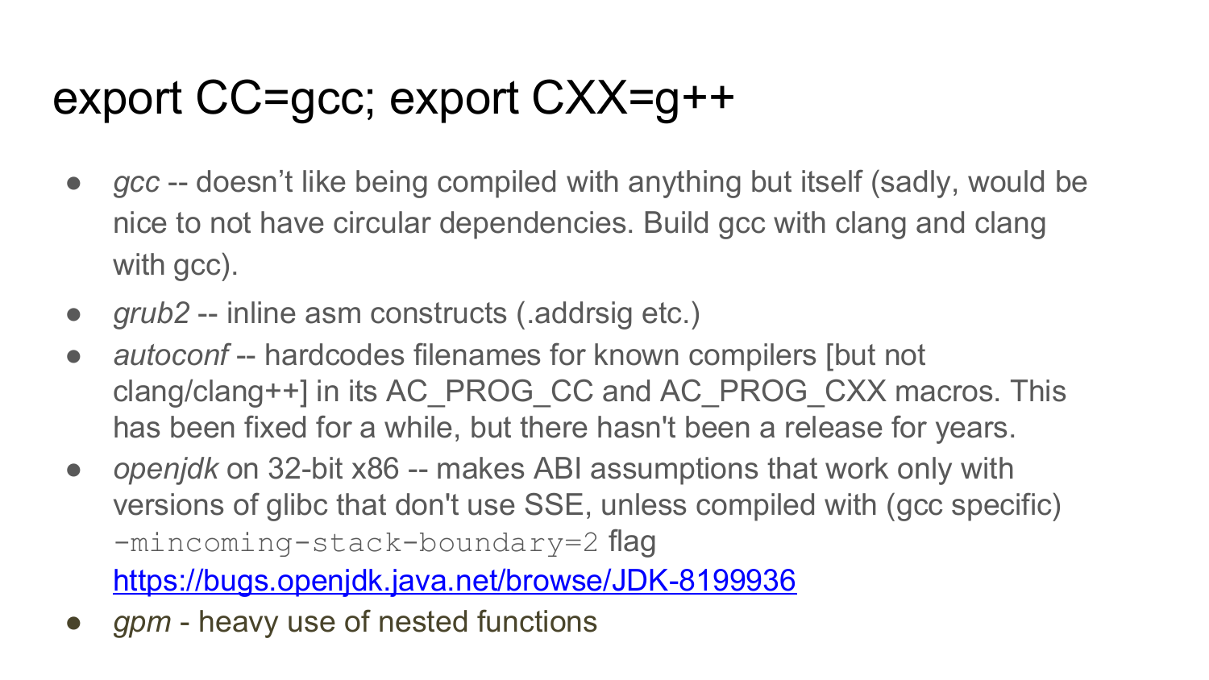# export CC=gcc; export CXX=g++

- *gcc* -- doesn't like being compiled with anything but itself (sadly, would be nice to not have circular dependencies. Build gcc with clang and clang with gcc).
- *grub2* -- inline asm constructs (.addrsig etc.)
- *autoconf* -- hardcodes filenames for known compilers [but not clang/clang++] in its AC_PROG_CC and AC_PROG_CXX macros. This has been fixed for a while, but there hasn't been a release for years.
- *openjdk* on 32-bit x86 -- makes ABI assumptions that work only with versions of glibc that don't use SSE, unless compiled with (gcc specific) `-mincoming-stack-boundary=2` flag [https://bugs.openjdk.java.net/browse/JDK-8199936](https://bugs.openjdk.java.net/browse/JDK-8199936)
- *gpm* - heavy use of nested functions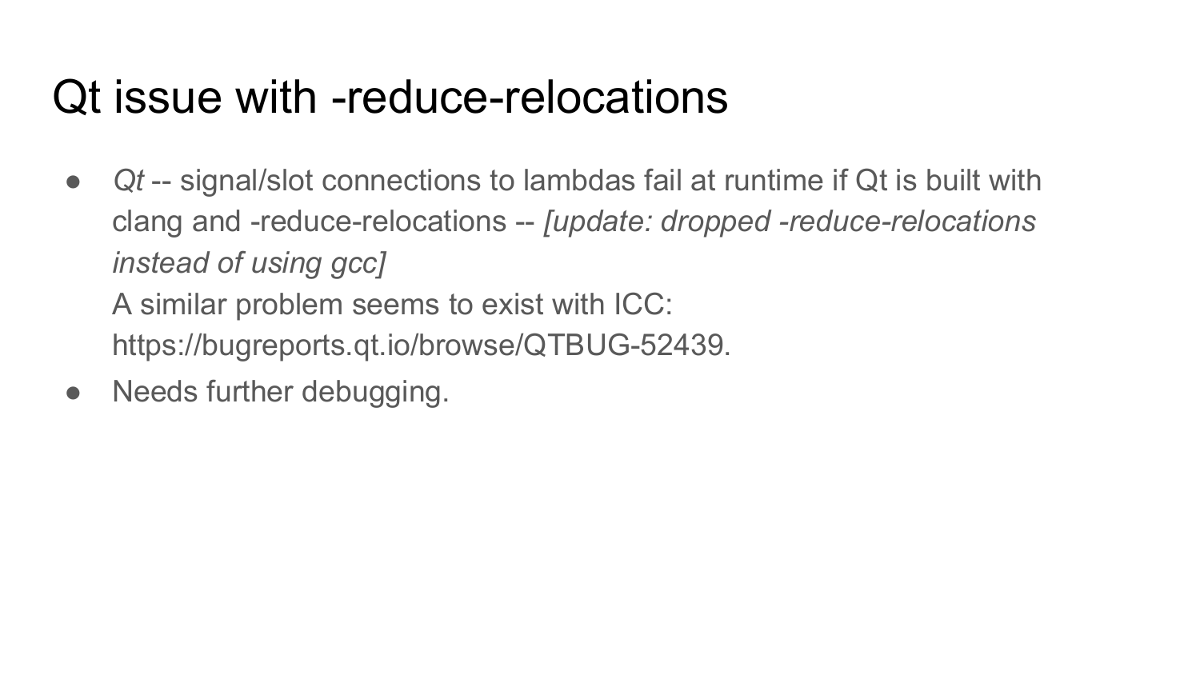# Qt issue with -reduce-relocations

- *Qt* -- signal/slot connections to lambdas fail at runtime if Qt is built with clang and -reduce-relocations -- *[update: dropped -reduce-relocations instead of using gcc]*
  A similar problem seems to exist with ICC: https://bugreports.qt.io/browse/QTBUG-52439.
- Needs further debugging.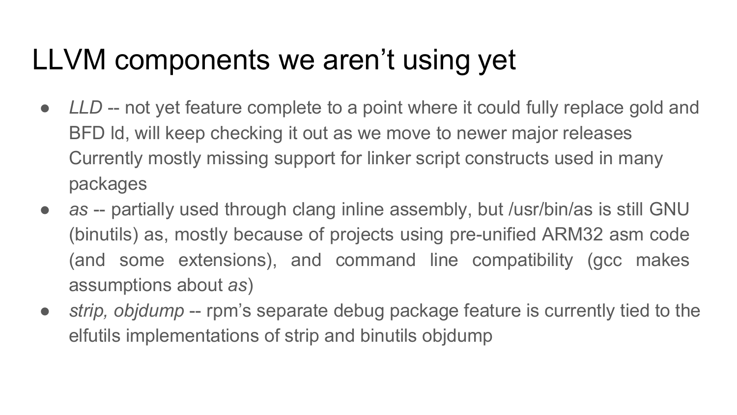# LLVM components we aren't using yet

- *LLD* -- not yet feature complete to a point where it could fully replace gold and BFD ld, will keep checking it out as we move to newer major releases
  Currently mostly missing support for linker script constructs used in many packages
- *as* -- partially used through clang inline assembly, but /usr/bin/as is still GNU (binutils) as, mostly because of projects using pre-unified ARM32 asm code (and some extensions), and command line compatibility (gcc makes assumptions about *as*)
- *strip, objdump* -- rpm's separate debug package feature is currently tied to the elfutils implementations of strip and binutils objdump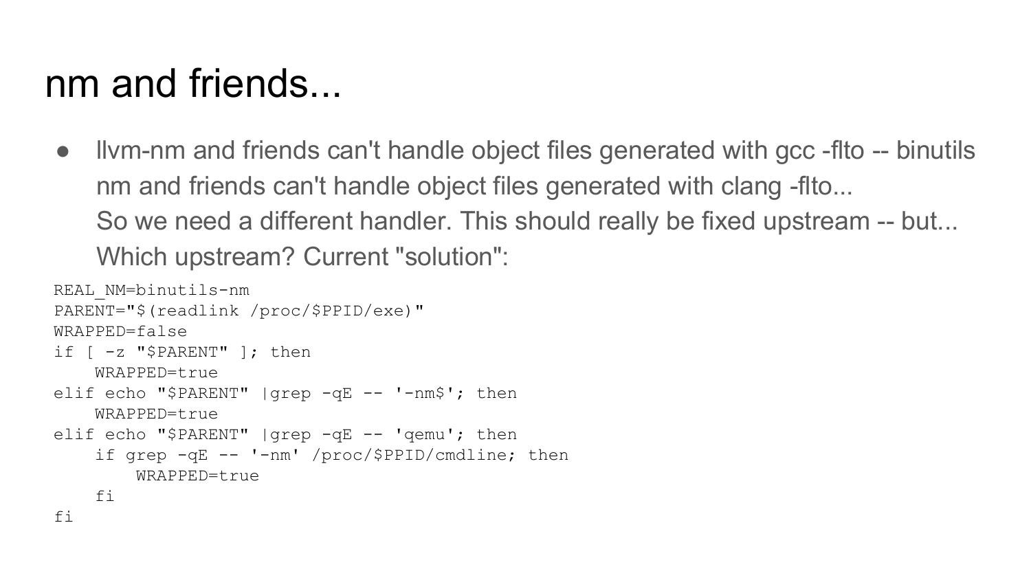# nm and friends...

- llvm-nm and friends can't handle object files generated with gcc -flto -- binutils nm and friends can't handle object files generated with clang -flto...
  So we need a different handler. This should really be fixed upstream -- but... Which upstream? Current "solution":

```
REAL_NM=binutils-nm
PARENT="$(readlink /proc/$PPID/exe)"
WRAPPED=false
if [ -z "$PARENT" ]; then
    WRAPPED=true
elif echo "$PARENT" |grep -qE -- '-nm$'; then
    WRAPPED=true
elif echo "$PARENT" |grep -qE -- 'qemu'; then
    if grep -qE -- '-nm' /proc/$PPID/cmdline; then
        WRAPPED=true
    fi
fi
```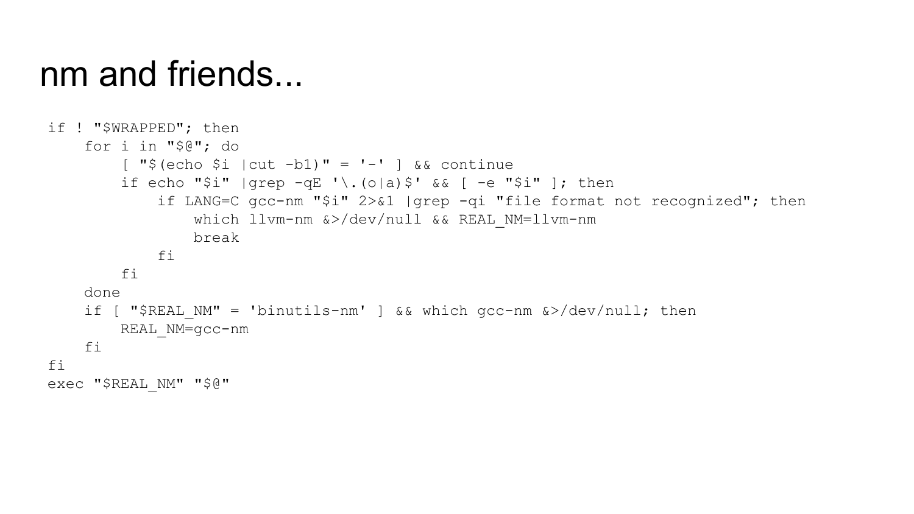# nm and friends...

```
if ! "$WRAPPED"; then
    for i in "$@"; do
        [ "$(echo $i |cut -b1)" = '-' ] && continue
        if echo "$i" |grep -qE '\.(o|a)$' && [ -e "$i" ]; then
            if LANG=C gcc-nm "$i" 2>&1 |grep -qi "file format not recognized"; then
                which llvm-nm &>/dev/null && REAL_NM=llvm-nm
                break
            fi
        fi
    done
    if [ "$REAL_NM" = 'binutils-nm' ] && which gcc-nm &>/dev/null; then
        REAL_NM=gcc-nm
    fi
fi
exec "$REAL_NM" "$@"
```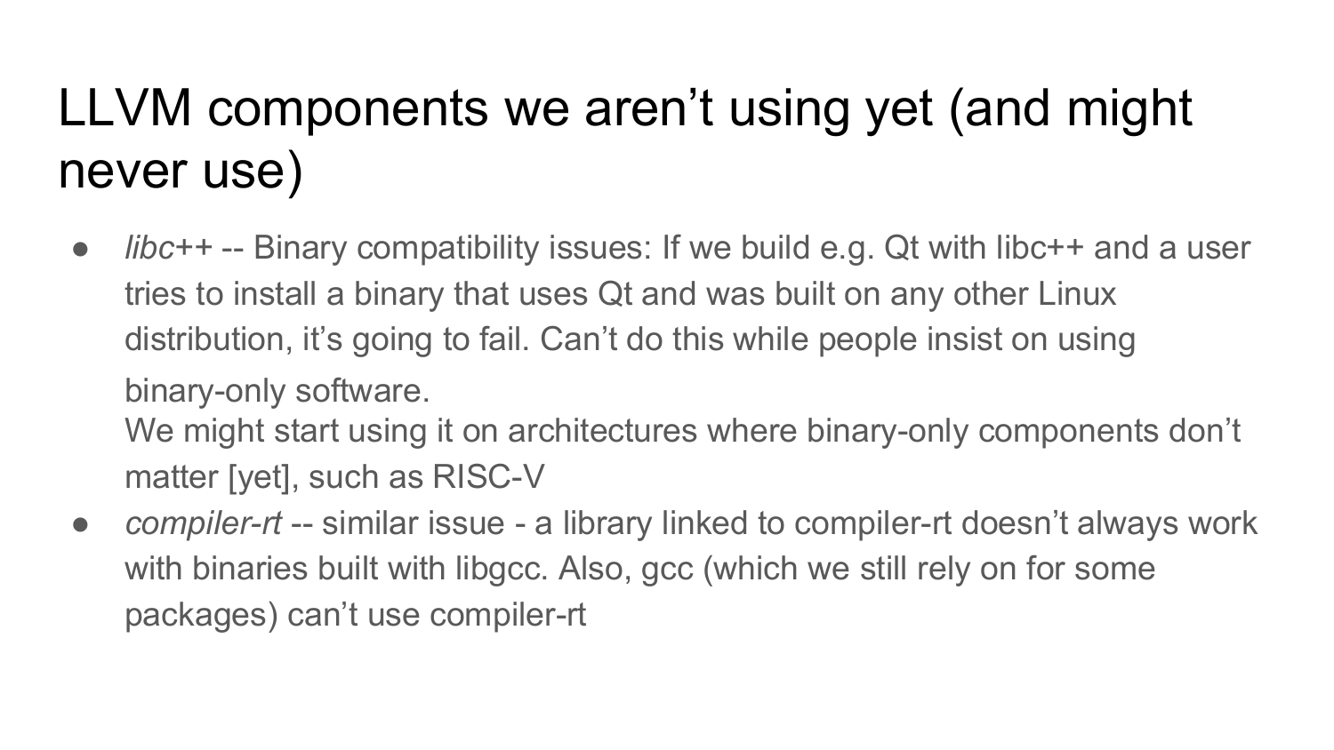# LLVM components we aren't using yet (and might never use)

- *libc++* -- Binary compatibility issues: If we build e.g. Qt with libc++ and a user tries to install a binary that uses Qt and was built on any other Linux distribution, it's going to fail. Can't do this while people insist on using binary-only software.
  We might start using it on architectures where binary-only components don't matter [yet], such as RISC-V
- *compiler-rt* -- similar issue - a library linked to compiler-rt doesn't always work with binaries built with libgcc. Also, gcc (which we still rely on for some packages) can't use compiler-rt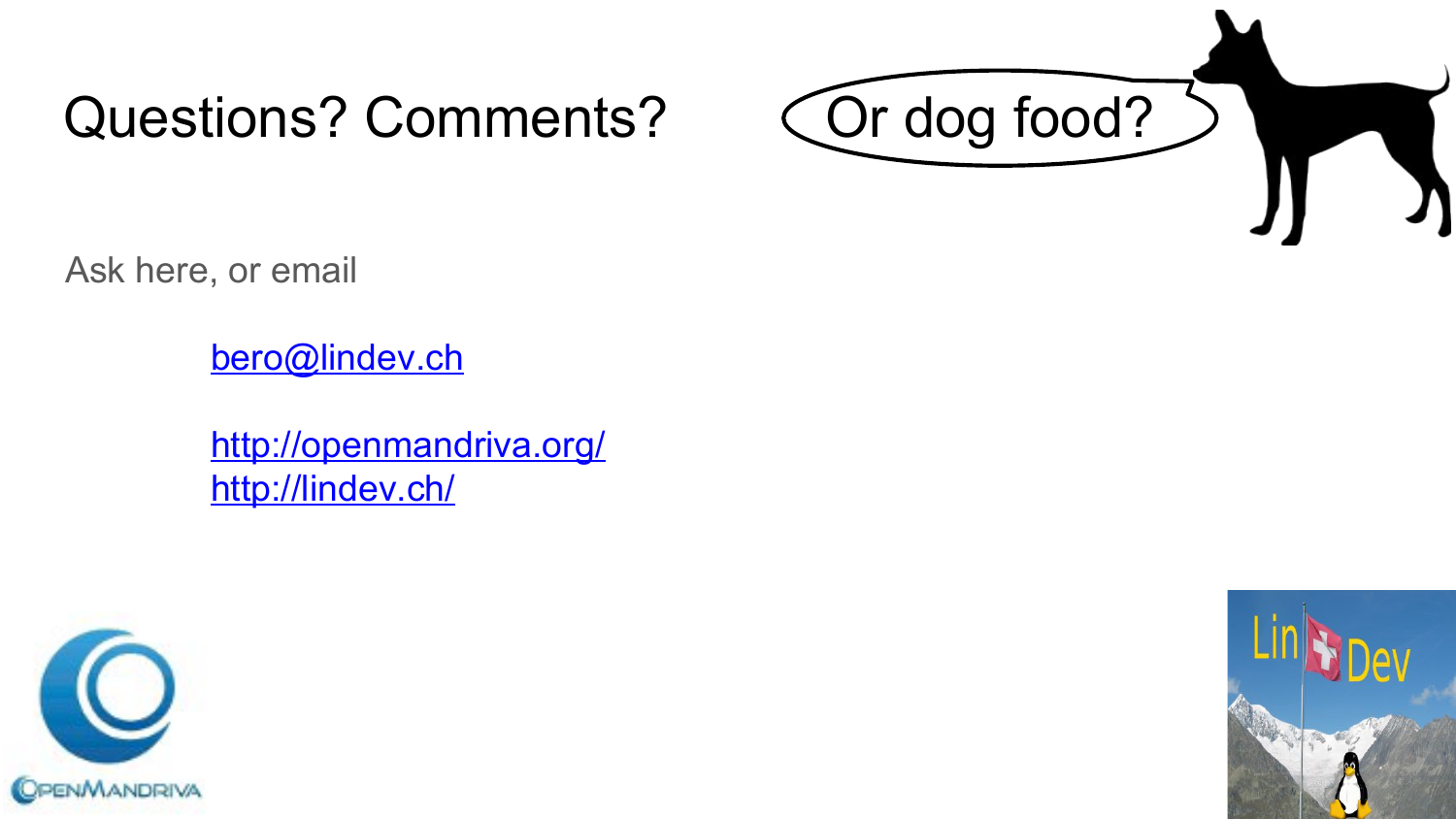# Questions? Comments?

Or dog food?

Ask here, or email

bero@lindev.ch

http://openmandriva.org/
http://lindev.ch/